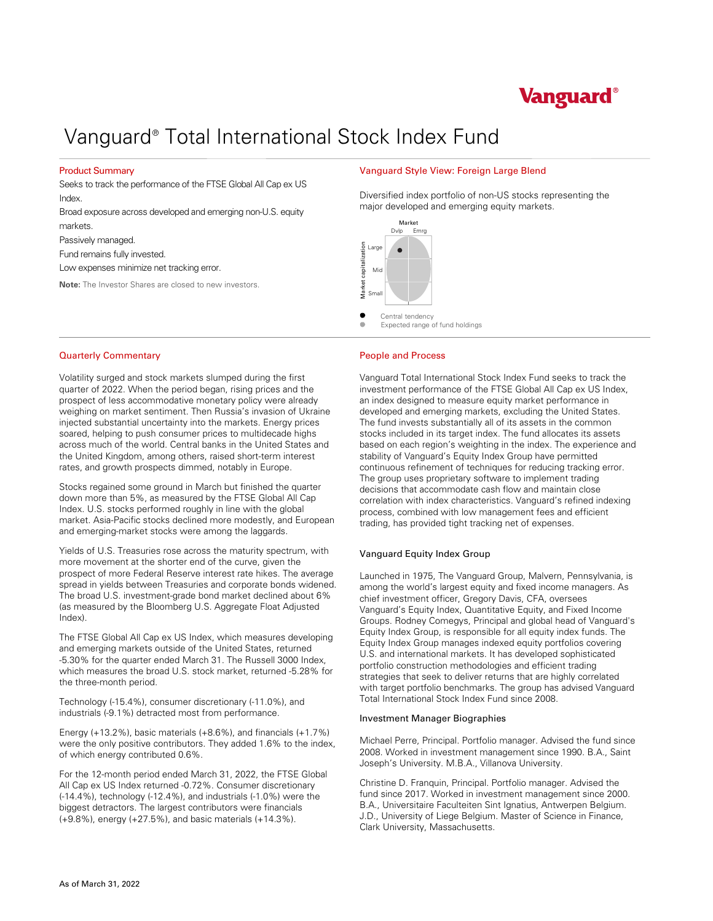Vanguard®

# Vanguard® Total International Stock Index Fund

## Product Summary

Seeks to track the performance of the FTSE Global All Cap ex US Index.

Broad exposure across developed and emerging non-U.S. equity markets.

Passively managed.

Fund remains fully invested.

Low expenses minimize net tracking error.

**Note:** The Investor Shares are closed to new investors.

## Vanguard Style View: Foreign Large Blend

Diversified index portfolio of non-US stocks representing the major developed and emerging equity markets.

Market: Dvlp, Emrg

Market capitalization: Large, Mid, Small

● Central tendency
● Expected range of fund holdings

## Quarterly Commentary

Volatility surged and stock markets slumped during the first quarter of 2022. When the period began, rising prices and the prospect of less accommodative monetary policy were already weighing on market sentiment. Then Russia's invasion of Ukraine injected substantial uncertainty into the markets. Energy prices soared, helping to push consumer prices to multidecade highs across much of the world. Central banks in the United States and the United Kingdom, among others, raised short-term interest rates, and growth prospects dimmed, notably in Europe.

Stocks regained some ground in March but finished the quarter down more than 5%, as measured by the FTSE Global All Cap Index. U.S. stocks performed roughly in line with the global market. Asia-Pacific stocks declined more modestly, and European and emerging-market stocks were among the laggards.

Yields of U.S. Treasuries rose across the maturity spectrum, with more movement at the shorter end of the curve, given the prospect of more Federal Reserve interest rate hikes. The average spread in yields between Treasuries and corporate bonds widened. The broad U.S. investment-grade bond market declined about 6% (as measured by the Bloomberg U.S. Aggregate Float Adjusted Index).

The FTSE Global All Cap ex US Index, which measures developing and emerging markets outside of the United States, returned -5.30% for the quarter ended March 31. The Russell 3000 Index, which measures the broad U.S. stock market, returned -5.28% for the three-month period.

Technology (-15.4%), consumer discretionary (-11.0%), and industrials (-9.1%) detracted most from performance.

Energy (+13.2%), basic materials (+8.6%), and financials (+1.7%) were the only positive contributors. They added 1.6% to the index, of which energy contributed 0.6%.

For the 12-month period ended March 31, 2022, the FTSE Global All Cap ex US Index returned -0.72%. Consumer discretionary (-14.4%), technology (-12.4%), and industrials (-1.0%) were the biggest detractors. The largest contributors were financials (+9.8%), energy (+27.5%), and basic materials (+14.3%).

## People and Process

Vanguard Total International Stock Index Fund seeks to track the investment performance of the FTSE Global All Cap ex US Index, an index designed to measure equity market performance in developed and emerging markets, excluding the United States. The fund invests substantially all of its assets in the common stocks included in its target index. The fund allocates its assets based on each region's weighting in the index. The experience and stability of Vanguard's Equity Index Group have permitted continuous refinement of techniques for reducing tracking error. The group uses proprietary software to implement trading decisions that accommodate cash flow and maintain close correlation with index characteristics. Vanguard's refined indexing process, combined with low management fees and efficient trading, has provided tight tracking net of expenses.

### Vanguard Equity Index Group

Launched in 1975, The Vanguard Group, Malvern, Pennsylvania, is among the world's largest equity and fixed income managers. As chief investment officer, Gregory Davis, CFA, oversees Vanguard's Equity Index, Quantitative Equity, and Fixed Income Groups. Rodney Comegys, Principal and global head of Vanguard's Equity Index Group, is responsible for all equity index funds. The Equity Index Group manages indexed equity portfolios covering U.S. and international markets. It has developed sophisticated portfolio construction methodologies and efficient trading strategies that seek to deliver returns that are highly correlated with target portfolio benchmarks. The group has advised Vanguard Total International Stock Index Fund since 2008.

### Investment Manager Biographies

Michael Perre, Principal. Portfolio manager. Advised the fund since 2008. Worked in investment management since 1990. B.A., Saint Joseph's University. M.B.A., Villanova University.

Christine D. Franquin, Principal. Portfolio manager. Advised the fund since 2017. Worked in investment management since 2000. B.A., Universitaire Faculteiten Sint Ignatius, Antwerpen Belgium. J.D., University of Liege Belgium. Master of Science in Finance, Clark University, Massachusetts.

As of March 31, 2022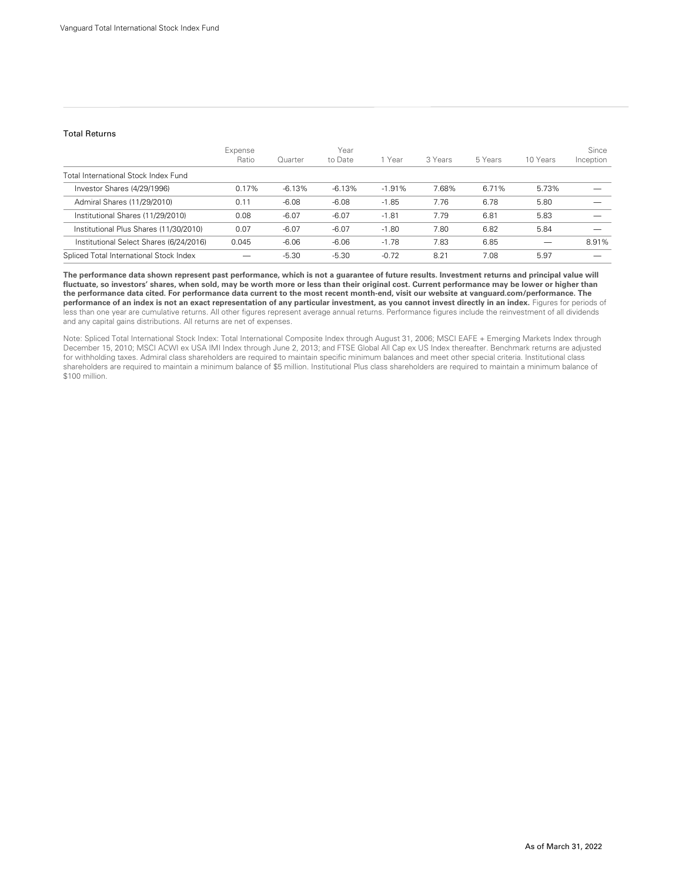## Total Returns

| | Expense Ratio | Quarter | Year to Date | 1 Year | 3 Years | 5 Years | 10 Years | Since Inception |
|---|---|---|---|---|---|---|---|---|
| Total International Stock Index Fund | | | | | | | | |
| Investor Shares (4/29/1996) | 0.17% | -6.13% | -6.13% | -1.91% | 7.68% | 6.71% | 5.73% | — |
| Admiral Shares (11/29/2010) | 0.11 | -6.08 | -6.08 | -1.85 | 7.76 | 6.78 | 5.80 | — |
| Institutional Shares (11/29/2010) | 0.08 | -6.07 | -6.07 | -1.81 | 7.79 | 6.81 | 5.83 | — |
| Institutional Plus Shares (11/30/2010) | 0.07 | -6.07 | -6.07 | -1.80 | 7.80 | 6.82 | 5.84 | — |
| Institutional Select Shares (6/24/2016) | 0.045 | -6.06 | -6.06 | -1.78 | 7.83 | 6.85 | — | 8.91% |
| Spliced Total International Stock Index | — | -5.30 | -5.30 | -0.72 | 8.21 | 7.08 | 5.97 | — |

**The performance data shown represent past performance, which is not a guarantee of future results. Investment returns and principal value will fluctuate, so investors' shares, when sold, may be worth more or less than their original cost. Current performance may be lower or higher than the performance data cited. For performance data current to the most recent month-end, visit our website at vanguard.com/performance. The performance of an index is not an exact representation of any particular investment, as you cannot invest directly in an index.** Figures for periods of less than one year are cumulative returns. All other figures represent average annual returns. Performance figures include the reinvestment of all dividends and any capital gains distributions. All returns are net of expenses.

Note: Spliced Total International Stock Index: Total International Composite Index through August 31, 2006; MSCI EAFE + Emerging Markets Index through December 15, 2010; MSCI ACWI ex USA IMI Index through June 2, 2013; and FTSE Global All Cap ex US Index thereafter. Benchmark returns are adjusted for withholding taxes. Admiral class shareholders are required to maintain specific minimum balances and meet other special criteria. Institutional class shareholders are required to maintain a minimum balance of $5 million. Institutional Plus class shareholders are required to maintain a minimum balance of $100 million.

As of March 31, 2022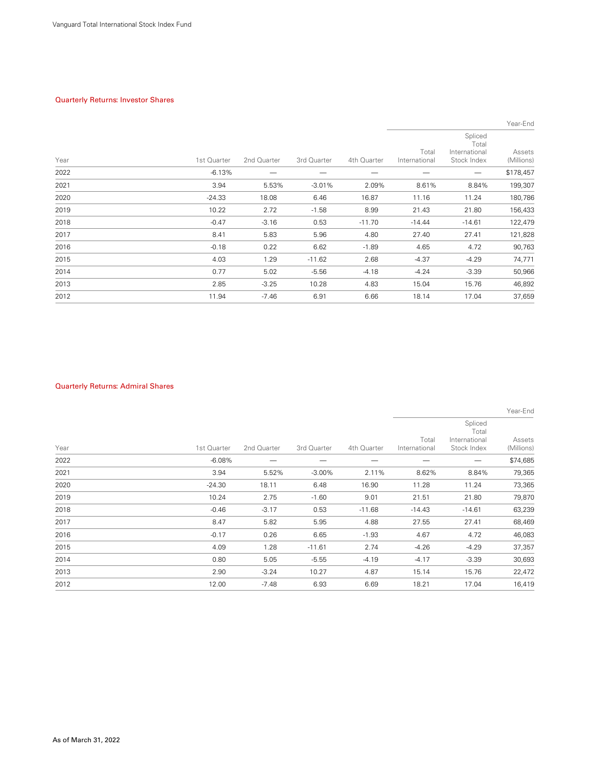## Quarterly Returns: Investor Shares

| Year | 1st Quarter | 2nd Quarter | 3rd Quarter | 4th Quarter | Total International | Spliced Total International Stock Index | Year-End Assets (Millions) |
|---|---|---|---|---|---|---|---|
| 2022 | -6.13% | — | — | — | — | — | $178,457 |
| 2021 | 3.94 | 5.53% | -3.01% | 2.09% | 8.61% | 8.84% | 199,307 |
| 2020 | -24.33 | 18.08 | 6.46 | 16.87 | 11.16 | 11.24 | 180,786 |
| 2019 | 10.22 | 2.72 | -1.58 | 8.99 | 21.43 | 21.80 | 156,433 |
| 2018 | -0.47 | -3.16 | 0.53 | -11.70 | -14.44 | -14.61 | 122,479 |
| 2017 | 8.41 | 5.83 | 5.96 | 4.80 | 27.40 | 27.41 | 121,828 |
| 2016 | -0.18 | 0.22 | 6.62 | -1.89 | 4.65 | 4.72 | 90,763 |
| 2015 | 4.03 | 1.29 | -11.62 | 2.68 | -4.37 | -4.29 | 74,771 |
| 2014 | 0.77 | 5.02 | -5.56 | -4.18 | -4.24 | -3.39 | 50,966 |
| 2013 | 2.85 | -3.25 | 10.28 | 4.83 | 15.04 | 15.76 | 46,892 |
| 2012 | 11.94 | -7.46 | 6.91 | 6.66 | 18.14 | 17.04 | 37,659 |

## Quarterly Returns: Admiral Shares

| Year | 1st Quarter | 2nd Quarter | 3rd Quarter | 4th Quarter | Total International | Spliced Total International Stock Index | Year-End Assets (Millions) |
|---|---|---|---|---|---|---|---|
| 2022 | -6.08% | — | — | — | — | — | $74,685 |
| 2021 | 3.94 | 5.52% | -3.00% | 2.11% | 8.62% | 8.84% | 79,365 |
| 2020 | -24.30 | 18.11 | 6.48 | 16.90 | 11.28 | 11.24 | 73,365 |
| 2019 | 10.24 | 2.75 | -1.60 | 9.01 | 21.51 | 21.80 | 79,870 |
| 2018 | -0.46 | -3.17 | 0.53 | -11.68 | -14.43 | -14.61 | 63,239 |
| 2017 | 8.47 | 5.82 | 5.95 | 4.88 | 27.55 | 27.41 | 68,469 |
| 2016 | -0.17 | 0.26 | 6.65 | -1.93 | 4.67 | 4.72 | 46,083 |
| 2015 | 4.09 | 1.28 | -11.61 | 2.74 | -4.26 | -4.29 | 37,357 |
| 2014 | 0.80 | 5.05 | -5.55 | -4.19 | -4.17 | -3.39 | 30,693 |
| 2013 | 2.90 | -3.24 | 10.27 | 4.87 | 15.14 | 15.76 | 22,472 |
| 2012 | 12.00 | -7.48 | 6.93 | 6.69 | 18.21 | 17.04 | 16,419 |

As of March 31, 2022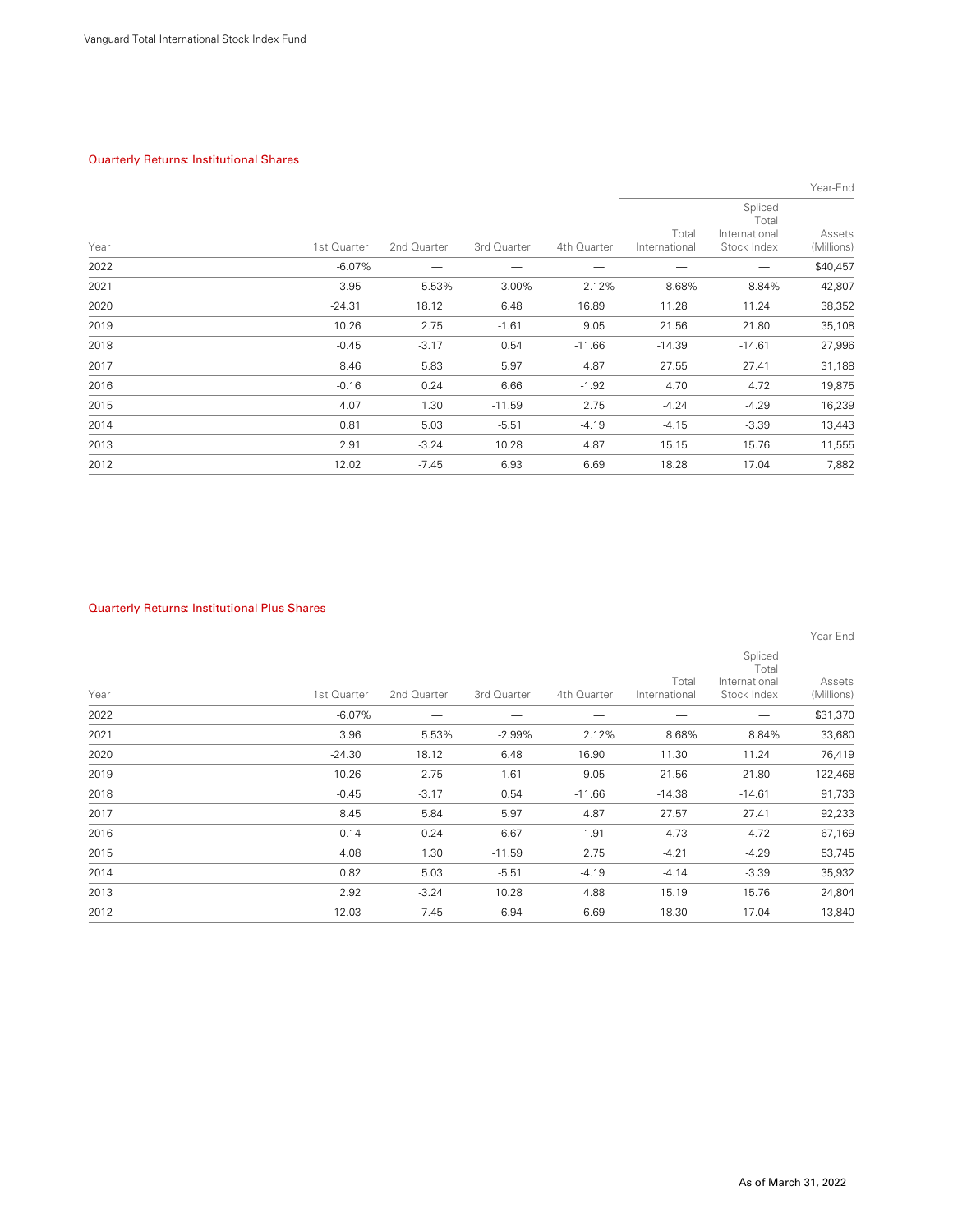## Quarterly Returns: Institutional Shares

| | | | | | Year-End | | |
|---|---|---|---|---|---|---|---|
| Year | 1st Quarter | 2nd Quarter | 3rd Quarter | 4th Quarter | Total International | Spliced Total International Stock Index | Assets (Millions) |
| 2022 | -6.07% | — | — | — | — | — | $40,457 |
| 2021 | 3.95 | 5.53% | -3.00% | 2.12% | 8.68% | 8.84% | 42,807 |
| 2020 | -24.31 | 18.12 | 6.48 | 16.89 | 11.28 | 11.24 | 38,352 |
| 2019 | 10.26 | 2.75 | -1.61 | 9.05 | 21.56 | 21.80 | 35,108 |
| 2018 | -0.45 | -3.17 | 0.54 | -11.66 | -14.39 | -14.61 | 27,996 |
| 2017 | 8.46 | 5.83 | 5.97 | 4.87 | 27.55 | 27.41 | 31,188 |
| 2016 | -0.16 | 0.24 | 6.66 | -1.92 | 4.70 | 4.72 | 19,875 |
| 2015 | 4.07 | 1.30 | -11.59 | 2.75 | -4.24 | -4.29 | 16,239 |
| 2014 | 0.81 | 5.03 | -5.51 | -4.19 | -4.15 | -3.39 | 13,443 |
| 2013 | 2.91 | -3.24 | 10.28 | 4.87 | 15.15 | 15.76 | 11,555 |
| 2012 | 12.02 | -7.45 | 6.93 | 6.69 | 18.28 | 17.04 | 7,882 |

## Quarterly Returns: Institutional Plus Shares

| | | | | | Year-End | | |
|---|---|---|---|---|---|---|---|
| Year | 1st Quarter | 2nd Quarter | 3rd Quarter | 4th Quarter | Total International | Spliced Total International Stock Index | Assets (Millions) |
| 2022 | -6.07% | — | — | — | — | — | $31,370 |
| 2021 | 3.96 | 5.53% | -2.99% | 2.12% | 8.68% | 8.84% | 33,680 |
| 2020 | -24.30 | 18.12 | 6.48 | 16.90 | 11.30 | 11.24 | 76,419 |
| 2019 | 10.26 | 2.75 | -1.61 | 9.05 | 21.56 | 21.80 | 122,468 |
| 2018 | -0.45 | -3.17 | 0.54 | -11.66 | -14.38 | -14.61 | 91,733 |
| 2017 | 8.45 | 5.84 | 5.97 | 4.87 | 27.57 | 27.41 | 92,233 |
| 2016 | -0.14 | 0.24 | 6.67 | -1.91 | 4.73 | 4.72 | 67,169 |
| 2015 | 4.08 | 1.30 | -11.59 | 2.75 | -4.21 | -4.29 | 53,745 |
| 2014 | 0.82 | 5.03 | -5.51 | -4.19 | -4.14 | -3.39 | 35,932 |
| 2013 | 2.92 | -3.24 | 10.28 | 4.88 | 15.19 | 15.76 | 24,804 |
| 2012 | 12.03 | -7.45 | 6.94 | 6.69 | 18.30 | 17.04 | 13,840 |

As of March 31, 2022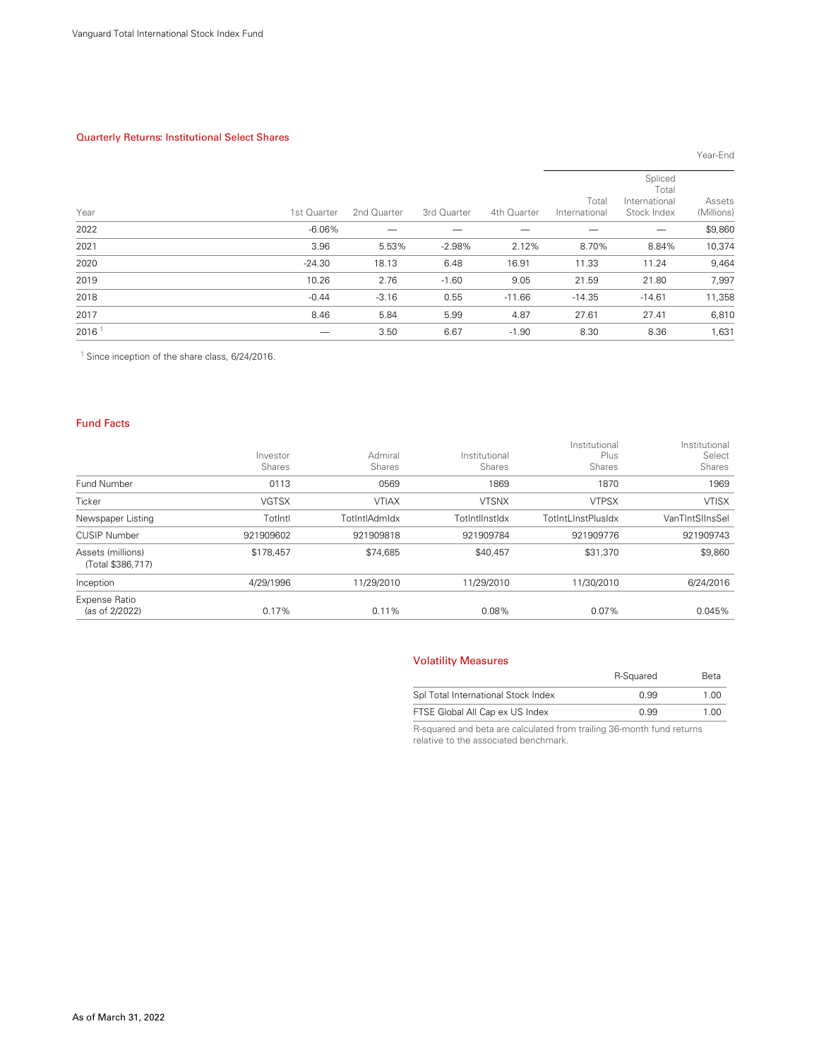## Quarterly Returns: Institutional Select Shares

| Year | 1st Quarter | 2nd Quarter | 3rd Quarter | 4th Quarter | Year-End Total International | Year-End Spliced Total International Stock Index | Year-End Assets (Millions) |
|---|---|---|---|---|---|---|---|
| 2022 | -6.06% | — | — | — | — | — | $9,860 |
| 2021 | 3.96 | 5.53% | -2.98% | 2.12% | 8.70% | 8.84% | 10,374 |
| 2020 | -24.30 | 18.13 | 6.48 | 16.91 | 11.33 | 11.24 | 9,464 |
| 2019 | 10.26 | 2.76 | -1.60 | 9.05 | 21.59 | 21.80 | 7,997 |
| 2018 | -0.44 | -3.16 | 0.55 | -11.66 | -14.35 | -14.61 | 11,358 |
| 2017 | 8.46 | 5.84 | 5.99 | 4.87 | 27.61 | 27.41 | 6,810 |
| 2016 [1] | — | 3.50 | 6.67 | -1.90 | 8.30 | 8.36 | 1,631 |

[1] Since inception of the share class, 6/24/2016.

## Fund Facts

| | Investor Shares | Admiral Shares | Institutional Shares | Institutional Plus Shares | Institutional Select Shares |
|---|---|---|---|---|---|
| Fund Number | 0113 | 0569 | 1869 | 1870 | 1969 |
| Ticker | VGTSX | VTIAX | VTSNX | VTPSX | VTISX |
| Newspaper Listing | TotIntl | TotIntlAdmIdx | TotIntlInstIdx | TotIntLInstPlusIdx | VanTIntSlInsSel |
| CUSIP Number | 921909602 | 921909818 | 921909784 | 921909776 | 921909743 |
| Assets (millions) (Total $386,717) | $178,457 | $74,685 | $40,457 | $31,370 | $9,860 |
| Inception | 4/29/1996 | 11/29/2010 | 11/29/2010 | 11/30/2010 | 6/24/2016 |
| Expense Ratio (as of 2/2022) | 0.17% | 0.11% | 0.08% | 0.07% | 0.045% |

## Volatility Measures

| | R-Squared | Beta |
|---|---|---|
| Spl Total International Stock Index | 0.99 | 1.00 |
| FTSE Global All Cap ex US Index | 0.99 | 1.00 |

R-squared and beta are calculated from trailing 36-month fund returns relative to the associated benchmark.

As of March 31, 2022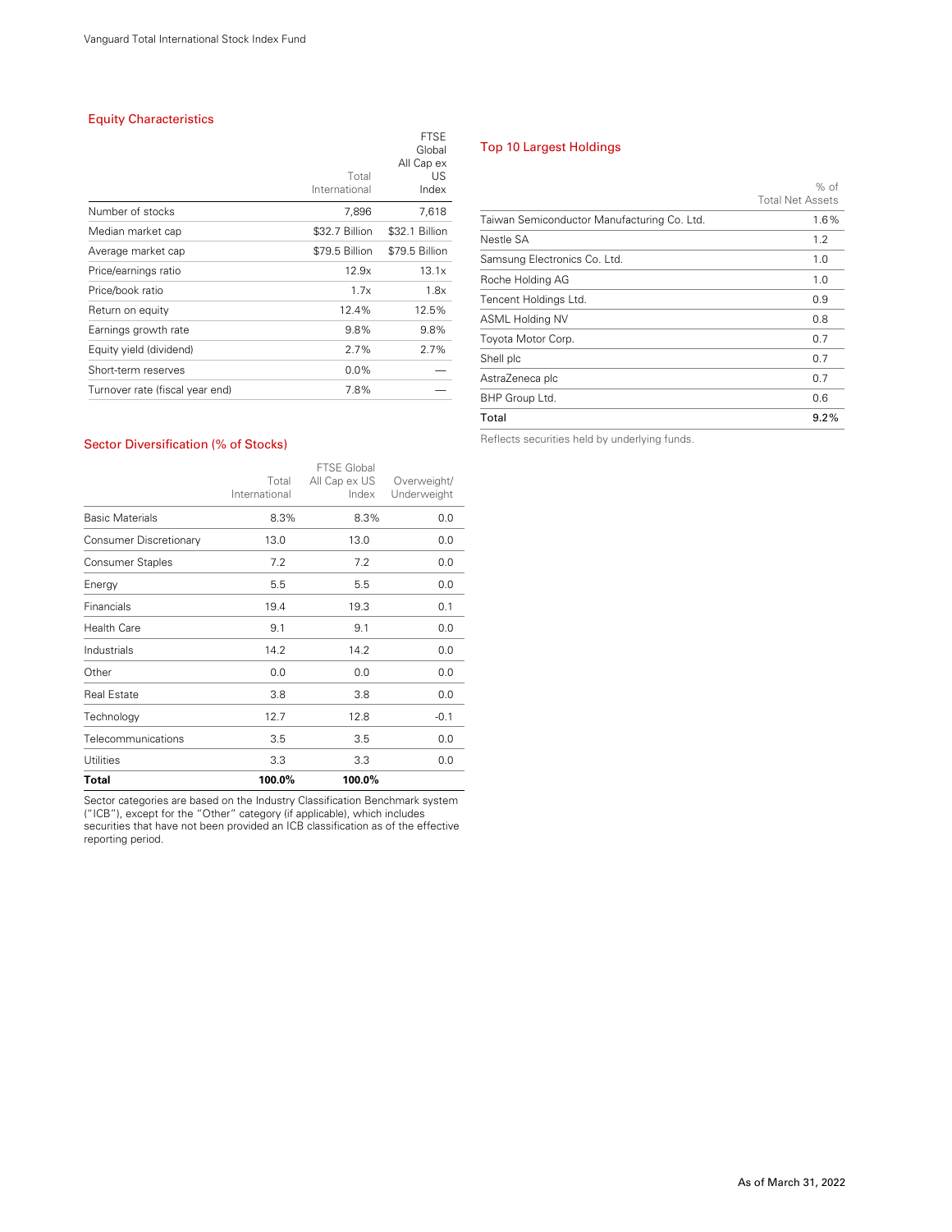## Equity Characteristics

| | Total International | FTSE Global All Cap ex US Index |
|---|---|---|
| Number of stocks | 7,896 | 7,618 |
| Median market cap | $32.7 Billion | $32.1 Billion |
| Average market cap | $79.5 Billion | $79.5 Billion |
| Price/earnings ratio | 12.9x | 13.1x |
| Price/book ratio | 1.7x | 1.8x |
| Return on equity | 12.4% | 12.5% |
| Earnings growth rate | 9.8% | 9.8% |
| Equity yield (dividend) | 2.7% | 2.7% |
| Short-term reserves | 0.0% | — |
| Turnover rate (fiscal year end) | 7.8% | — |

## Top 10 Largest Holdings

| | % of Total Net Assets |
|---|---|
| Taiwan Semiconductor Manufacturing Co. Ltd. | 1.6% |
| Nestle SA | 1.2 |
| Samsung Electronics Co. Ltd. | 1.0 |
| Roche Holding AG | 1.0 |
| Tencent Holdings Ltd. | 0.9 |
| ASML Holding NV | 0.8 |
| Toyota Motor Corp. | 0.7 |
| Shell plc | 0.7 |
| AstraZeneca plc | 0.7 |
| BHP Group Ltd. | 0.6 |
| **Total** | **9.2%** |

Reflects securities held by underlying funds.

## Sector Diversification (% of Stocks)

| | Total International | FTSE Global All Cap ex US Index | Overweight/ Underweight |
|---|---|---|---|
| Basic Materials | 8.3% | 8.3% | 0.0 |
| Consumer Discretionary | 13.0 | 13.0 | 0.0 |
| Consumer Staples | 7.2 | 7.2 | 0.0 |
| Energy | 5.5 | 5.5 | 0.0 |
| Financials | 19.4 | 19.3 | 0.1 |
| Health Care | 9.1 | 9.1 | 0.0 |
| Industrials | 14.2 | 14.2 | 0.0 |
| Other | 0.0 | 0.0 | 0.0 |
| Real Estate | 3.8 | 3.8 | 0.0 |
| Technology | 12.7 | 12.8 | -0.1 |
| Telecommunications | 3.5 | 3.5 | 0.0 |
| Utilities | 3.3 | 3.3 | 0.0 |
| **Total** | **100.0%** | **100.0%** | |

Sector categories are based on the Industry Classification Benchmark system ("ICB"), except for the "Other" category (if applicable), which includes securities that have not been provided an ICB classification as of the effective reporting period.

As of March 31, 2022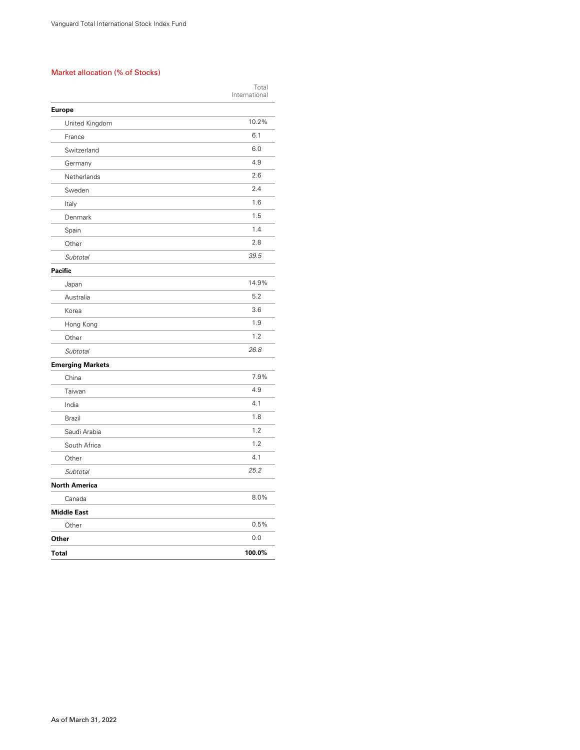## Market allocation (% of Stocks)

| | Total International |
|---|---|
| **Europe** | |
| United Kingdom | 10.2% |
| France | 6.1 |
| Switzerland | 6.0 |
| Germany | 4.9 |
| Netherlands | 2.6 |
| Sweden | 2.4 |
| Italy | 1.6 |
| Denmark | 1.5 |
| Spain | 1.4 |
| Other | 2.8 |
| *Subtotal* | *39.5* |
| **Pacific** | |
| Japan | 14.9% |
| Australia | 5.2 |
| Korea | 3.6 |
| Hong Kong | 1.9 |
| Other | 1.2 |
| *Subtotal* | *26.8* |
| **Emerging Markets** | |
| China | 7.9% |
| Taiwan | 4.9 |
| India | 4.1 |
| Brazil | 1.8 |
| Saudi Arabia | 1.2 |
| South Africa | 1.2 |
| Other | 4.1 |
| *Subtotal* | *25.2* |
| **North America** | |
| Canada | 8.0% |
| **Middle East** | |
| Other | 0.5% |
| **Other** | 0.0 |
| **Total** | **100.0%** |

As of March 31, 2022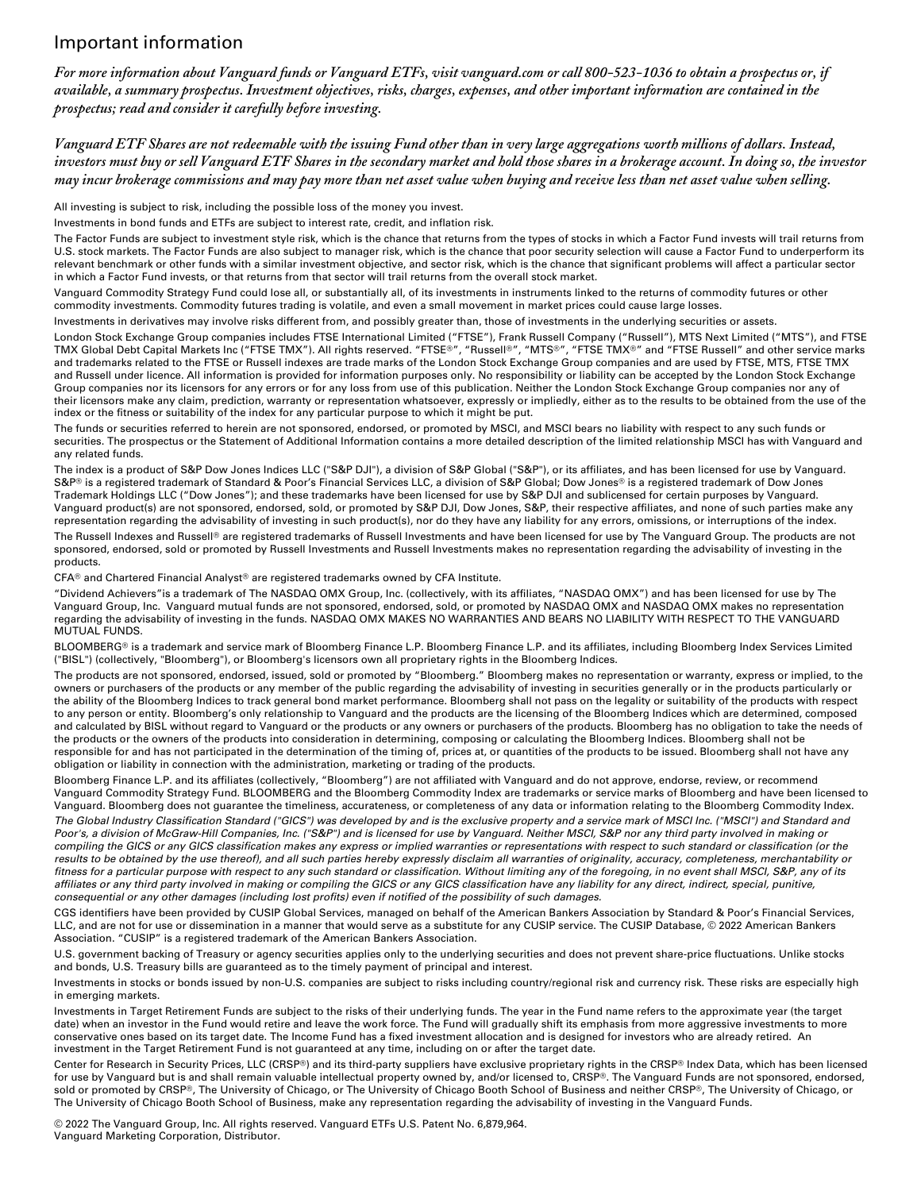## Important information

*For more information about Vanguard funds or Vanguard ETFs, visit vanguard.com or call 800-523-1036 to obtain a prospectus or, if available, a summary prospectus. Investment objectives, risks, charges, expenses, and other important information are contained in the prospectus; read and consider it carefully before investing.*

*Vanguard ETF Shares are not redeemable with the issuing Fund other than in very large aggregations worth millions of dollars. Instead, investors must buy or sell Vanguard ETF Shares in the secondary market and hold those shares in a brokerage account. In doing so, the investor may incur brokerage commissions and may pay more than net asset value when buying and receive less than net asset value when selling.*

All investing is subject to risk, including the possible loss of the money you invest.

Investments in bond funds and ETFs are subject to interest rate, credit, and inflation risk.

The Factor Funds are subject to investment style risk, which is the chance that returns from the types of stocks in which a Factor Fund invests will trail returns from U.S. stock markets. The Factor Funds are also subject to manager risk, which is the chance that poor security selection will cause a Factor Fund to underperform its relevant benchmark or other funds with a similar investment objective, and sector risk, which is the chance that significant problems will affect a particular sector in which a Factor Fund invests, or that returns from that sector will trail returns from the overall stock market.

Vanguard Commodity Strategy Fund could lose all, or substantially all, of its investments in instruments linked to the returns of commodity futures or other commodity investments. Commodity futures trading is volatile, and even a small movement in market prices could cause large losses.

Investments in derivatives may involve risks different from, and possibly greater than, those of investments in the underlying securities or assets.

London Stock Exchange Group companies includes FTSE International Limited ("FTSE"), Frank Russell Company ("Russell"), MTS Next Limited ("MTS"), and FTSE TMX Global Debt Capital Markets Inc ("FTSE TMX"). All rights reserved. "FTSE®", "Russell®", "MTS®", "FTSE TMX®" and "FTSE Russell" and other service marks and trademarks related to the FTSE or Russell indexes are trade marks of the London Stock Exchange Group companies and are used by FTSE, MTS, FTSE TMX and Russell under licence. All information is provided for information purposes only. No responsibility or liability can be accepted by the London Stock Exchange Group companies nor its licensors for any errors or for any loss from use of this publication. Neither the London Stock Exchange Group companies nor any of their licensors make any claim, prediction, warranty or representation whatsoever, expressly or impliedly, either as to the results to be obtained from the use of the index or the fitness or suitability of the index for any particular purpose to which it might be put.

The funds or securities referred to herein are not sponsored, endorsed, or promoted by MSCI, and MSCI bears no liability with respect to any such funds or securities. The prospectus or the Statement of Additional Information contains a more detailed description of the limited relationship MSCI has with Vanguard and any related funds.

The index is a product of S&P Dow Jones Indices LLC ("S&P DJI"), a division of S&P Global ("S&P"), or its affiliates, and has been licensed for use by Vanguard. S&P® is a registered trademark of Standard & Poor's Financial Services LLC, a division of S&P Global; Dow Jones® is a registered trademark of Dow Jones Trademark Holdings LLC ("Dow Jones"); and these trademarks have been licensed for use by S&P DJI and sublicensed for certain purposes by Vanguard. Vanguard product(s) are not sponsored, endorsed, sold, or promoted by S&P DJI, Dow Jones, S&P, their respective affiliates, and none of such parties make any representation regarding the advisability of investing in such product(s), nor do they have any liability for any errors, omissions, or interruptions of the index.

The Russell Indexes and Russell® are registered trademarks of Russell Investments and have been licensed for use by The Vanguard Group. The products are not sponsored, endorsed, sold or promoted by Russell Investments and Russell Investments makes no representation regarding the advisability of investing in the products.

CFA® and Chartered Financial Analyst® are registered trademarks owned by CFA Institute.

"Dividend Achievers"is a trademark of The NASDAQ OMX Group, Inc. (collectively, with its affiliates, "NASDAQ OMX") and has been licensed for use by The Vanguard Group, Inc. Vanguard mutual funds are not sponsored, endorsed, sold, or promoted by NASDAQ OMX and NASDAQ OMX makes no representation regarding the advisability of investing in the funds. NASDAQ OMX MAKES NO WARRANTIES AND BEARS NO LIABILITY WITH RESPECT TO THE VANGUARD MUTUAL FUNDS.

BLOOMBERG® is a trademark and service mark of Bloomberg Finance L.P. Bloomberg Finance L.P. and its affiliates, including Bloomberg Index Services Limited ("BISL") (collectively, "Bloomberg"), or Bloomberg's licensors own all proprietary rights in the Bloomberg Indices.

The products are not sponsored, endorsed, issued, sold or promoted by "Bloomberg." Bloomberg makes no representation or warranty, express or implied, to the owners or purchasers of the products or any member of the public regarding the advisability of investing in securities generally or in the products particularly or the ability of the Bloomberg Indices to track general bond market performance. Bloomberg shall not pass on the legality or suitability of the products with respect to any person or entity. Bloomberg's only relationship to Vanguard and the products are the licensing of the Bloomberg Indices which are determined, composed and calculated by BISL without regard to Vanguard or the products or any owners or purchasers of the products. Bloomberg has no obligation to take the needs of the products or the owners of the products into consideration in determining, composing or calculating the Bloomberg Indices. Bloomberg shall not be responsible for and has not participated in the determination of the timing of, prices at, or quantities of the products to be issued. Bloomberg shall not have any obligation or liability in connection with the administration, marketing or trading of the products.

Bloomberg Finance L.P. and its affiliates (collectively, "Bloomberg") are not affiliated with Vanguard and do not approve, endorse, review, or recommend Vanguard Commodity Strategy Fund. BLOOMBERG and the Bloomberg Commodity Index are trademarks or service marks of Bloomberg and have been licensed to Vanguard. Bloomberg does not guarantee the timeliness, accurateness, or completeness of any data or information relating to the Bloomberg Commodity Index.

*The Global Industry Classification Standard ("GICS") was developed by and is the exclusive property and a service mark of MSCI Inc. ("MSCI") and Standard and Poor's, a division of McGraw-Hill Companies, Inc. ("S&P") and is licensed for use by Vanguard. Neither MSCI, S&P nor any third party involved in making or compiling the GICS or any GICS classification makes any express or implied warranties or representations with respect to such standard or classification (or the results to be obtained by the use thereof), and all such parties hereby expressly disclaim all warranties of originality, accuracy, completeness, merchantability or fitness for a particular purpose with respect to any such standard or classification. Without limiting any of the foregoing, in no event shall MSCI, S&P, any of its affiliates or any third party involved in making or compiling the GICS or any GICS classification have any liability for any direct, indirect, special, punitive, consequential or any other damages (including lost profits) even if notified of the possibility of such damages.*

CGS identifiers have been provided by CUSIP Global Services, managed on behalf of the American Bankers Association by Standard & Poor's Financial Services, LLC, and are not for use or dissemination in a manner that would serve as a substitute for any CUSIP service. The CUSIP Database, © 2022 American Bankers Association. "CUSIP" is a registered trademark of the American Bankers Association.

U.S. government backing of Treasury or agency securities applies only to the underlying securities and does not prevent share-price fluctuations. Unlike stocks and bonds, U.S. Treasury bills are guaranteed as to the timely payment of principal and interest.

Investments in stocks or bonds issued by non-U.S. companies are subject to risks including country/regional risk and currency risk. These risks are especially high in emerging markets.

Investments in Target Retirement Funds are subject to the risks of their underlying funds. The year in the Fund name refers to the approximate year (the target date) when an investor in the Fund would retire and leave the work force. The Fund will gradually shift its emphasis from more aggressive investments to more conservative ones based on its target date. The Income Fund has a fixed investment allocation and is designed for investors who are already retired. An investment in the Target Retirement Fund is not guaranteed at any time, including on or after the target date.

Center for Research in Security Prices, LLC (CRSP®) and its third-party suppliers have exclusive proprietary rights in the CRSP® Index Data, which has been licensed for use by Vanguard but is and shall remain valuable intellectual property owned by, and/or licensed to, CRSP®. The Vanguard Funds are not sponsored, endorsed, sold or promoted by CRSP®, The University of Chicago, or The University of Chicago Booth School of Business and neither CRSP®, The University of Chicago, or The University of Chicago Booth School of Business, make any representation regarding the advisability of investing in the Vanguard Funds.

© 2022 The Vanguard Group, Inc. All rights reserved. Vanguard ETFs U.S. Patent No. 6,879,964.
Vanguard Marketing Corporation, Distributor.